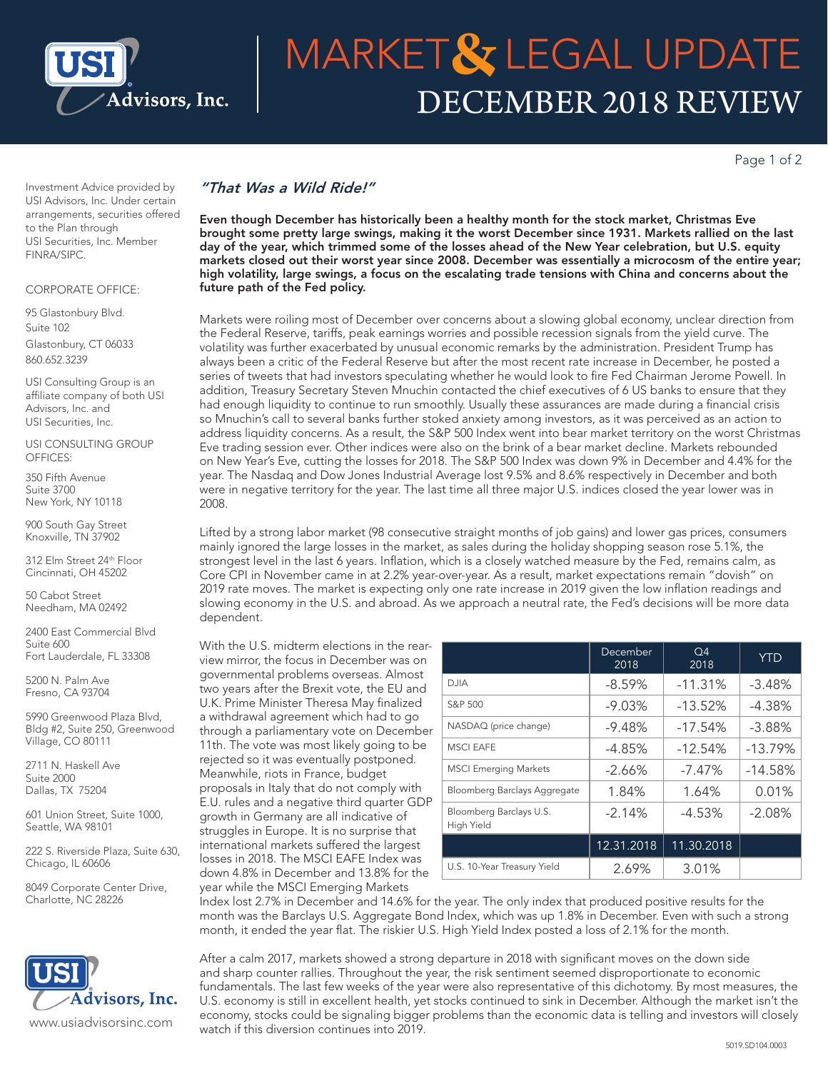# MARKET & LEGAL UPDATE

## DECEMBER 2018 REVIEW

Investment Advice provided by USI Advisors, Inc. Under certain arrangements, securities offered to the Plan through USI Securities, Inc. Member FINRA/SIPC.

CORPORATE OFFICE:

95 Glastonbury Blvd.
Suite 102
Glastonbury, CT 06033
860.652.3239

USI Consulting Group is an affiliate company of both USI Advisors, Inc. and USI Securities, Inc.

USI CONSULTING GROUP OFFICES:

350 Fifth Avenue
Suite 3700
New York, NY 10118

900 South Gay Street
Knoxville, TN 37902

312 Elm Street 24th Floor
Cincinnati, OH 45202

50 Cabot Street
Needham, MA 02492

2400 East Commercial Blvd
Suite 600
Fort Lauderdale, FL 33308

5200 N. Palm Ave
Fresno, CA 93704

5990 Greenwood Plaza Blvd, Bldg #2, Suite 250, Greenwood Village, CO 80111

2711 N. Haskell Ave
Suite 2000
Dallas, TX 75204

601 Union Street, Suite 1000, Seattle, WA 98101

222 S. Riverside Plaza, Suite 630, Chicago, IL 60606

8049 Corporate Center Drive, Charlotte, NC 28226

### *"That Was a Wild Ride!"*

**Even though December has historically been a healthy month for the stock market, Christmas Eve brought some pretty large swings, making it the worst December since 1931. Markets rallied on the last day of the year, which trimmed some of the losses ahead of the New Year celebration, but U.S. equity markets closed out their worst year since 2008. December was essentially a microcosm of the entire year; high volatility, large swings, a focus on the escalating trade tensions with China and concerns about the future path of the Fed policy.**

Markets were roiling most of December over concerns about a slowing global economy, unclear direction from the Federal Reserve, tariffs, peak earnings worries and possible recession signals from the yield curve. The volatility was further exacerbated by unusual economic remarks by the administration. President Trump has always been a critic of the Federal Reserve but after the most recent rate increase in December, he posted a series of tweets that had investors speculating whether he would look to fire Fed Chairman Jerome Powell. In addition, Treasury Secretary Steven Mnuchin contacted the chief executives of 6 US banks to ensure that they had enough liquidity to continue to run smoothly. Usually these assurances are made during a financial crisis so Mnuchin's call to several banks further stoked anxiety among investors, as it was perceived as an action to address liquidity concerns. As a result, the S&P 500 Index went into bear market territory on the worst Christmas Eve trading session ever. Other indices were also on the brink of a bear market decline. Markets rebounded on New Year's Eve, cutting the losses for 2018. The S&P 500 Index was down 9% in December and 4.4% for the year. The Nasdaq and Dow Jones Industrial Average lost 9.5% and 8.6% respectively in December and both were in negative territory for the year. The last time all three major U.S. indices closed the year lower was in 2008.

Lifted by a strong labor market (98 consecutive straight months of job gains) and lower gas prices, consumers mainly ignored the large losses in the market, as sales during the holiday shopping season rose 5.1%, the strongest level in the last 6 years. Inflation, which is a closely watched measure by the Fed, remains calm, as Core CPI in November came in at 2.2% year-over-year. As a result, market expectations remain "dovish" on 2019 rate moves. The market is expecting only one rate increase in 2019 given the low inflation readings and slowing economy in the U.S. and abroad. As we approach a neutral rate, the Fed's decisions will be more data dependent.

With the U.S. midterm elections in the rear-view mirror, the focus in December was on governmental problems overseas. Almost two years after the Brexit vote, the EU and U.K. Prime Minister Theresa May finalized a withdrawal agreement which had to go through a parliamentary vote on December 11th. The vote was most likely going to be rejected so it was eventually postponed. Meanwhile, riots in France, budget proposals in Italy that do not comply with E.U. rules and a negative third quarter GDP growth in Germany are all indicative of struggles in Europe. It is no surprise that international markets suffered the largest losses in 2018. The MSCI EAFE Index was down 4.8% in December and 13.8% for the year while the MSCI Emerging Markets Index lost 2.7% in December and 14.6% for the year. The only index that produced positive results for the month was the Barclays U.S. Aggregate Bond Index, which was up 1.8% in December. Even with such a strong month, it ended the year flat. The riskier U.S. High Yield Index posted a loss of 2.1% for the month.

| | December 2018 | Q4 2018 | YTD |
|---|---|---|---|
| DJIA | -8.59% | -11.31% | -3.48% |
| S&P 500 | -9.03% | -13.52% | -4.38% |
| NASDAQ (price change) | -9.48% | -17.54% | -3.88% |
| MSCI EAFE | -4.85% | -12.54% | -13.79% |
| MSCI Emerging Markets | -2.66% | -7.47% | -14.58% |
| Bloomberg Barclays Aggregate | 1.84% | 1.64% | 0.01% |
| Bloomberg Barclays U.S. High Yield | -2.14% | -4.53% | -2.08% |
| | 12.31.2018 | 11.30.2018 | |
| U.S. 10-Year Treasury Yield | 2.69% | 3.01% | |

After a calm 2017, markets showed a strong departure in 2018 with significant moves on the down side and sharp counter rallies. Throughout the year, the risk sentiment seemed disproportionate to economic fundamentals. The last few weeks of the year were also representative of this dichotomy. By most measures, the U.S. economy is still in excellent health, yet stocks continued to sink in December. Although the market isn't the economy, stocks could be signaling bigger problems than the economic data is telling and investors will closely watch if this diversion continues into 2019.

www.usiadvisorsinc.com

5019.SD104.0003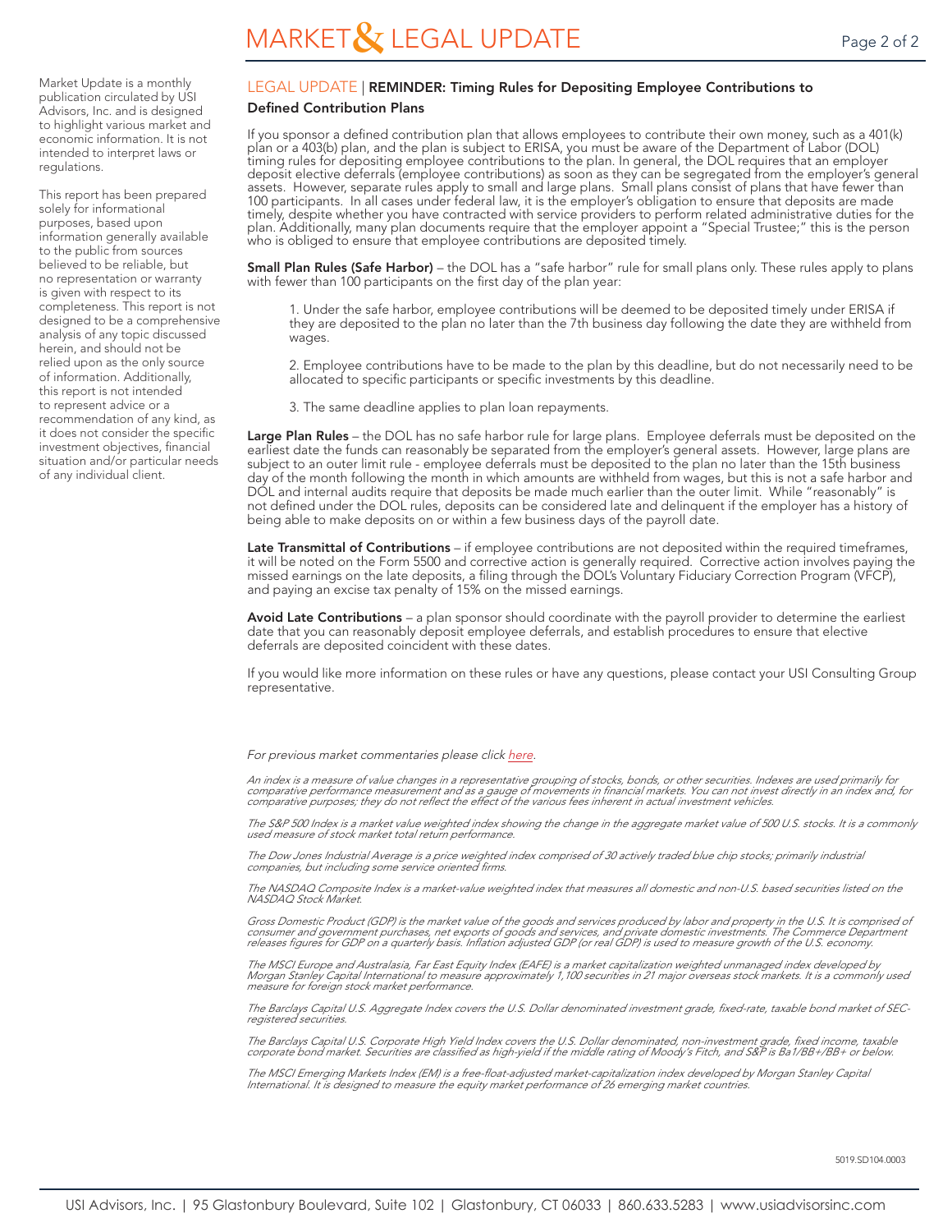Market Update is a monthly publication circulated by USI Advisors, Inc. and is designed to highlight various market and economic information. It is not intended to interpret laws or regulations.

This report has been prepared solely for informational purposes, based upon information generally available to the public from sources believed to be reliable, but no representation or warranty is given with respect to its completeness. This report is not designed to be a comprehensive analysis of any topic discussed herein, and should not be relied upon as the only source of information. Additionally, this report is not intended to represent advice or a recommendation of any kind, as it does not consider the specific investment objectives, financial situation and/or particular needs of any individual client.

## LEGAL UPDATE | REMINDER: Timing Rules for Depositing Employee Contributions to Defined Contribution Plans

If you sponsor a defined contribution plan that allows employees to contribute their own money, such as a 401(k) plan or a 403(b) plan, and the plan is subject to ERISA, you must be aware of the Department of Labor (DOL) timing rules for depositing employee contributions to the plan. In general, the DOL requires that an employer deposit elective deferrals (employee contributions) as soon as they can be segregated from the employer's general assets. However, separate rules apply to small and large plans. Small plans consist of plans that have fewer than 100 participants. In all cases under federal law, it is the employer's obligation to ensure that deposits are made timely, despite whether you have contracted with service providers to perform related administrative duties for the plan. Additionally, many plan documents require that the employer appoint a "Special Trustee;" this is the person who is obliged to ensure that employee contributions are deposited timely.

**Small Plan Rules (Safe Harbor)** – the DOL has a "safe harbor" rule for small plans only. These rules apply to plans with fewer than 100 participants on the first day of the plan year:

1. Under the safe harbor, employee contributions will be deemed to be deposited timely under ERISA if they are deposited to the plan no later than the 7th business day following the date they are withheld from wages.

2. Employee contributions have to be made to the plan by this deadline, but do not necessarily need to be allocated to specific participants or specific investments by this deadline.

3. The same deadline applies to plan loan repayments.

**Large Plan Rules** – the DOL has no safe harbor rule for large plans. Employee deferrals must be deposited on the earliest date the funds can reasonably be separated from the employer's general assets. However, large plans are subject to an outer limit rule - employee deferrals must be deposited to the plan no later than the 15th business day of the month following the month in which amounts are withheld from wages, but this is not a safe harbor and DOL and internal audits require that deposits be made much earlier than the outer limit. While "reasonably" is not defined under the DOL rules, deposits can be considered late and delinquent if the employer has a history of being able to make deposits on or within a few business days of the payroll date.

**Late Transmittal of Contributions** – if employee contributions are not deposited within the required timeframes, it will be noted on the Form 5500 and corrective action is generally required. Corrective action involves paying the missed earnings on the late deposits, a filing through the DOL's Voluntary Fiduciary Correction Program (VFCP), and paying an excise tax penalty of 15% on the missed earnings.

**Avoid Late Contributions** – a plan sponsor should coordinate with the payroll provider to determine the earliest date that you can reasonably deposit employee deferrals, and establish procedures to ensure that elective deferrals are deposited coincident with these dates.

If you would like more information on these rules or have any questions, please contact your USI Consulting Group representative.

*For previous market commentaries please click here.*

*An index is a measure of value changes in a representative grouping of stocks, bonds, or other securities. Indexes are used primarily for comparative performance measurement and as a gauge of movements in financial markets. You can not invest directly in an index and, for comparative purposes; they do not reflect the effect of the various fees inherent in actual investment vehicles.*

*The S&P 500 Index is a market value weighted index showing the change in the aggregate market value of 500 U.S. stocks. It is a commonly used measure of stock market total return performance.*

*The Dow Jones Industrial Average is a price weighted index comprised of 30 actively traded blue chip stocks; primarily industrial companies, but including some service oriented firms.*

*The NASDAQ Composite Index is a market-value weighted index that measures all domestic and non-U.S. based securities listed on the NASDAQ Stock Market.*

*Gross Domestic Product (GDP) is the market value of the goods and services produced by labor and property in the U.S. It is comprised of consumer and government purchases, net exports of goods and services, and private domestic investments. The Commerce Department releases figures for GDP on a quarterly basis. Inflation adjusted GDP (or real GDP) is used to measure growth of the U.S. economy.*

*The MSCI Europe and Australasia, Far East Equity Index (EAFE) is a market capitalization weighted unmanaged index developed by Morgan Stanley Capital International to measure approximately 1,100 securities in 21 major overseas stock markets. It is a commonly used measure for foreign stock market performance.*

*The Barclays Capital U.S. Aggregate Index covers the U.S. Dollar denominated investment grade, fixed-rate, taxable bond market of SEC-registered securities.*

*The Barclays Capital U.S. Corporate High Yield Index covers the U.S. Dollar denominated, non-investment grade, fixed income, taxable corporate bond market. Securities are classified as high-yield if the middle rating of Moody's Fitch, and S&P is Ba1/BB+/BB+ or below.*

*The MSCI Emerging Markets Index (EM) is a free-float-adjusted market-capitalization index developed by Morgan Stanley Capital International. It is designed to measure the equity market performance of 26 emerging market countries.*

5019.SD104.0003

USI Advisors, Inc. | 95 Glastonbury Boulevard, Suite 102 | Glastonbury, CT 06033 | 860.633.5283 | www.usiadvisorsinc.com